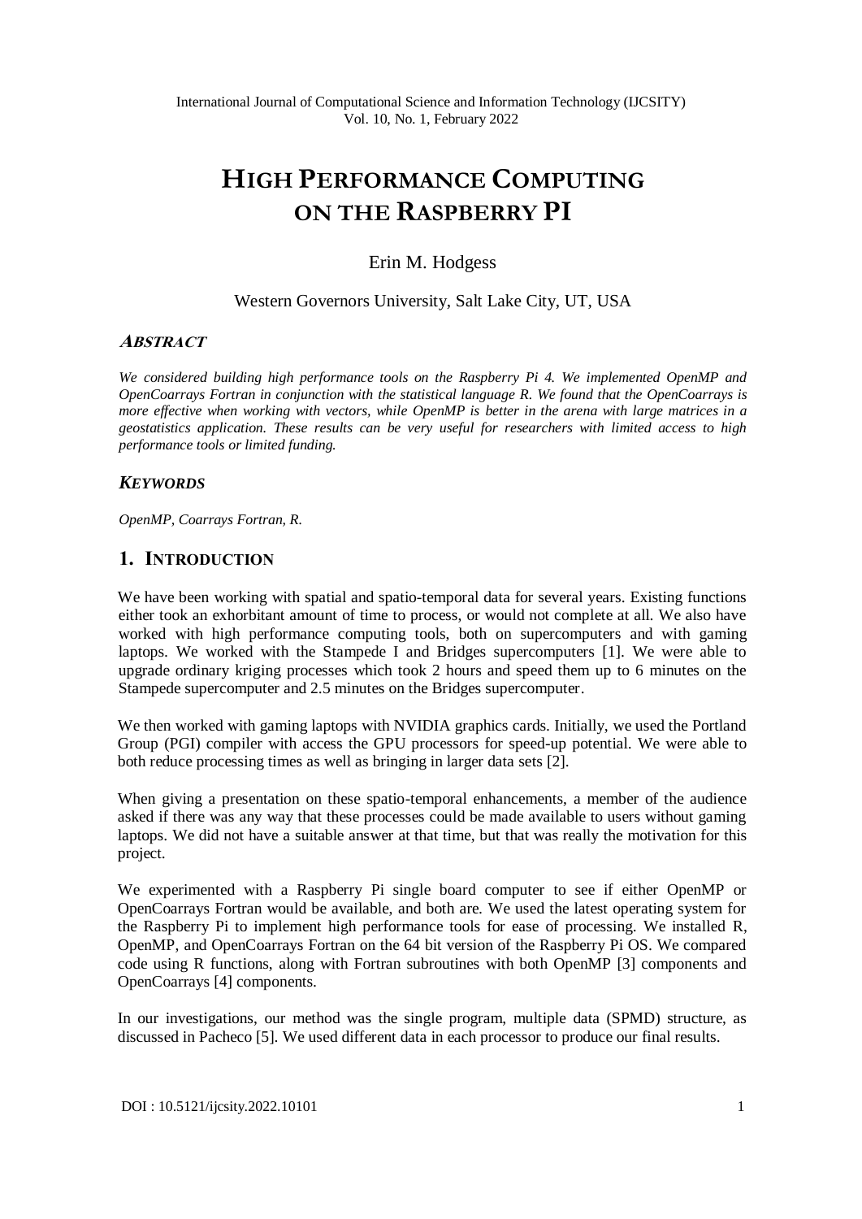# HIGH PERFORMANCE COMPUTING ON THE RASPBERRY PI

Erin M. Hodgess

Western Governors University, Salt Lake City, UT, USA

## *ABSTRACT*

*We considered building high performance tools on the Raspberry Pi 4. We implemented OpenMP and OpenCoarrays Fortran in conjunction with the statistical language R. We found that the OpenCoarrays is more effective when working with vectors, while OpenMP is better in the arena with large matrices in a geostatistics application. These results can be very useful for researchers with limited access to high performance tools or limited funding.*

## *KEYWORDS*

*OpenMP, Coarrays Fortran, R.*

## 1. INTRODUCTION

We have been working with spatial and spatio-temporal data for several years. Existing functions either took an exhorbitant amount of time to process, or would not complete at all. We also have worked with high performance computing tools, both on supercomputers and with gaming laptops. We worked with the Stampede I and Bridges supercomputers [1]. We were able to upgrade ordinary kriging processes which took 2 hours and speed them up to 6 minutes on the Stampede supercomputer and 2.5 minutes on the Bridges supercomputer.

We then worked with gaming laptops with NVIDIA graphics cards. Initially, we used the Portland Group (PGI) compiler with access the GPU processors for speed-up potential. We were able to both reduce processing times as well as bringing in larger data sets [2].

When giving a presentation on these spatio-temporal enhancements, a member of the audience asked if there was any way that these processes could be made available to users without gaming laptops. We did not have a suitable answer at that time, but that was really the motivation for this project.

We experimented with a Raspberry Pi single board computer to see if either OpenMP or OpenCoarrays Fortran would be available, and both are. We used the latest operating system for the Raspberry Pi to implement high performance tools for ease of processing. We installed R, OpenMP, and OpenCoarrays Fortran on the 64 bit version of the Raspberry Pi OS. We compared code using R functions, along with Fortran subroutines with both OpenMP [3] components and OpenCoarrays [4] components.

In our investigations, our method was the single program, multiple data (SPMD) structure, as discussed in Pacheco [5]. We used different data in each processor to produce our final results.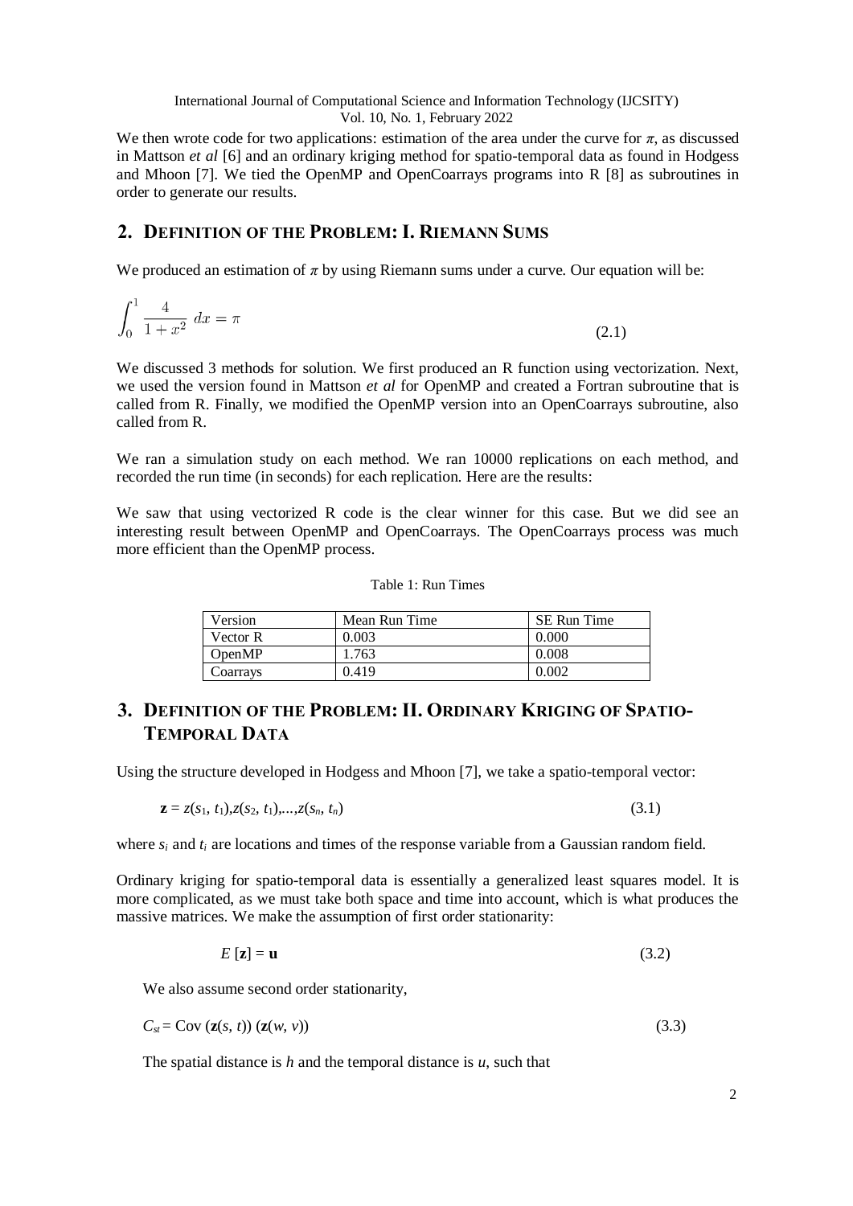We then wrote code for two applications: estimation of the area under the curve for $\pi$, as discussed in Mattson *et al* [6] and an ordinary kriging method for spatio-temporal data as found in Hodgess and Mhoon [7]. We tied the OpenMP and OpenCoarrays programs into R [8] as subroutines in order to generate our results.

## 2. Definition of the Problem: I. Riemann Sums

We produced an estimation of $\pi$ by using Riemann sums under a curve. Our equation will be:

$$\int_0^1 \frac{4}{1+x^2}\,dx = \pi \tag{2.1}$$

We discussed 3 methods for solution. We first produced an R function using vectorization. Next, we used the version found in Mattson *et al* for OpenMP and created a Fortran subroutine that is called from R. Finally, we modified the OpenMP version into an OpenCoarrays subroutine, also called from R.

We ran a simulation study on each method. We ran 10000 replications on each method, and recorded the run time (in seconds) for each replication. Here are the results:

We saw that using vectorized R code is the clear winner for this case. But we did see an interesting result between OpenMP and OpenCoarrays. The OpenCoarrays process was much more efficient than the OpenMP process.

Table 1: Run Times

| Version | Mean Run Time | SE Run Time |
|---|---|---|
| Vector R | 0.003 | 0.000 |
| OpenMP | 1.763 | 0.008 |
| Coarrays | 0.419 | 0.002 |

## 3. Definition of the Problem: II. Ordinary Kriging of Spatio-Temporal Data

Using the structure developed in Hodgess and Mhoon [7], we take a spatio-temporal vector:

$$\mathbf{z} = z(s_1, t_1), z(s_2, t_1), \ldots, z(s_n, t_n) \tag{3.1}$$

where $s_i$ and $t_i$ are locations and times of the response variable from a Gaussian random field.

Ordinary kriging for spatio-temporal data is essentially a generalized least squares model. It is more complicated, as we must take both space and time into account, which is what produces the massive matrices. We make the assumption of first order stationarity:

$$E[\mathbf{z}] = \mathbf{u} \tag{3.2}$$

We also assume second order stationarity,

$$C_{st} = \text{Cov}\,(\mathbf{z}(s, t))\,(\mathbf{z}(w, v)) \tag{3.3}$$

The spatial distance is $h$ and the temporal distance is $u$, such that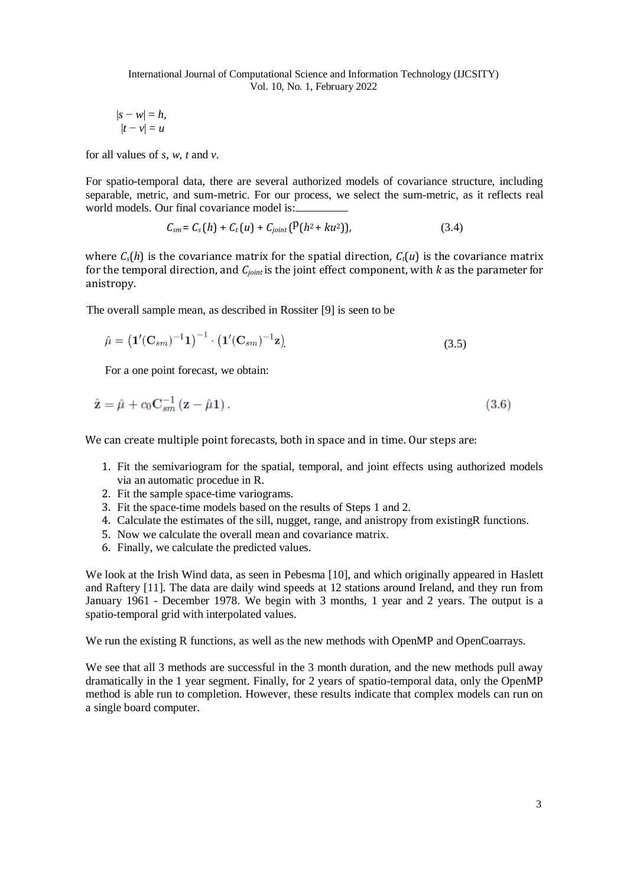$$|s - w| = h,$$
$$|t - v| = u$$

for all values of $s$, $w$, $t$ and $v$.

For spatio-temporal data, there are several authorized models of covariance structure, including separable, metric, and sum-metric. For our process, we select the sum-metric, as it reflects real world models. Our final covariance model is:

$$C_{sm} = C_s(h) + C_t(u) + C_{joint}(\mathrm{P}(h^2 + ku^2)), \tag{3.4}$$

where $C_s(h)$ is the covariance matrix for the spatial direction, $C_t(u)$ is the covariance matrix for the temporal direction, and $C_{joint}$ is the joint effect component, with $k$ as the parameter for anistropy.

The overall sample mean, as described in Rossiter [9] is seen to be

$$\hat{\mu} = \left(\mathbf{1}'(\mathbf{C}_{sm})^{-1}\mathbf{1}\right)^{-1} \cdot \left(\mathbf{1}'(\mathbf{C}_{sm})^{-1}\mathbf{z}\right) \tag{3.5}$$

For a one point forecast, we obtain:

$$\hat{\mathbf{z}} = \hat{\mu} + c_0 \mathbf{C}_{sm}^{-1}\left(\mathbf{z} - \hat{\mu}\mathbf{1}\right). \tag{3.6}$$

We can create multiple point forecasts, both in space and in time. Our steps are:

1. Fit the semivariogram for the spatial, temporal, and joint effects using authorized models via an automatic procedue in R.
2. Fit the sample space-time variograms.
3. Fit the space-time models based on the results of Steps 1 and 2.
4. Calculate the estimates of the sill, nugget, range, and anistropy from existingR functions.
5. Now we calculate the overall mean and covariance matrix.
6. Finally, we calculate the predicted values.

We look at the Irish Wind data, as seen in Pebesma [10], and which originally appeared in Haslett and Raftery [11]. The data are daily wind speeds at 12 stations around Ireland, and they run from January 1961 - December 1978. We begin with 3 months, 1 year and 2 years. The output is a spatio-temporal grid with interpolated values.

We run the existing R functions, as well as the new methods with OpenMP and OpenCoarrays.

We see that all 3 methods are successful in the 3 month duration, and the new methods pull away dramatically in the 1 year segment. Finally, for 2 years of spatio-temporal data, only the OpenMP method is able run to completion. However, these results indicate that complex models can run on a single board computer.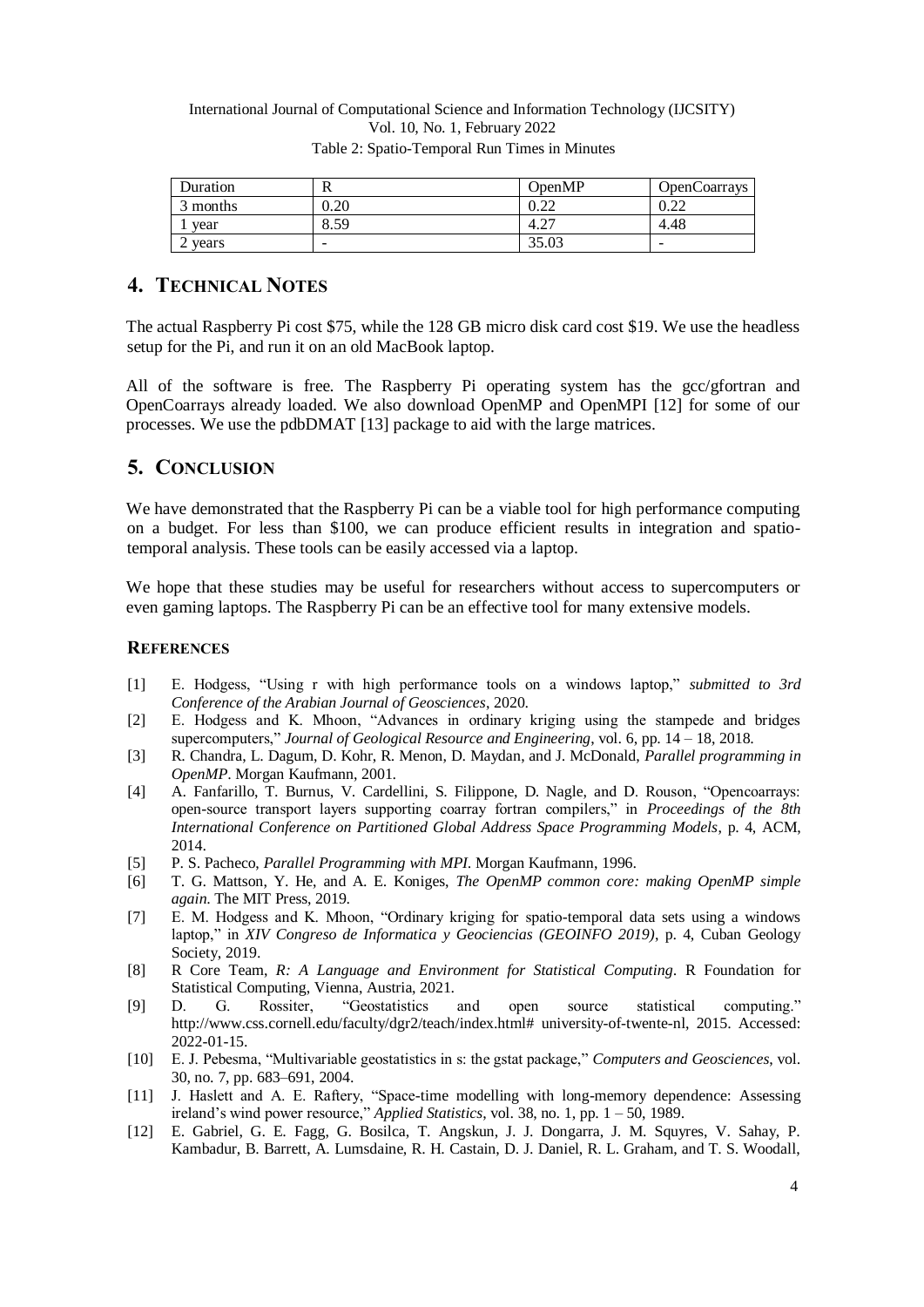Table 2: Spatio-Temporal Run Times in Minutes

| Duration | R | OpenMP | OpenCoarrays |
| --- | --- | --- | --- |
| 3 months | 0.20 | 0.22 | 0.22 |
| 1 year | 8.59 | 4.27 | 4.48 |
| 2 years | - | 35.03 | - |

## 4. TECHNICAL NOTES

The actual Raspberry Pi cost $75, while the 128 GB micro disk card cost $19. We use the headless setup for the Pi, and run it on an old MacBook laptop.

All of the software is free. The Raspberry Pi operating system has the gcc/gfortran and OpenCoarrays already loaded. We also download OpenMP and OpenMPI [12] for some of our processes. We use the pdbDMAT [13] package to aid with the large matrices.

## 5. CONCLUSION

We have demonstrated that the Raspberry Pi can be a viable tool for high performance computing on a budget. For less than $100, we can produce efficient results in integration and spatio-temporal analysis. These tools can be easily accessed via a laptop.

We hope that these studies may be useful for researchers without access to supercomputers or even gaming laptops. The Raspberry Pi can be an effective tool for many extensive models.

### REFERENCES

[1] E. Hodgess, "Using r with high performance tools on a windows laptop," *submitted to 3rd Conference of the Arabian Journal of Geosciences*, 2020.

[2] E. Hodgess and K. Mhoon, "Advances in ordinary kriging using the stampede and bridges supercomputers," *Journal of Geological Resource and Engineering*, vol. 6, pp. 14 – 18, 2018.

[3] R. Chandra, L. Dagum, D. Kohr, R. Menon, D. Maydan, and J. McDonald, *Parallel programming in OpenMP*. Morgan Kaufmann, 2001.

[4] A. Fanfarillo, T. Burnus, V. Cardellini, S. Filippone, D. Nagle, and D. Rouson, "Opencoarrays: open-source transport layers supporting coarray fortran compilers," in *Proceedings of the 8th International Conference on Partitioned Global Address Space Programming Models*, p. 4, ACM, 2014.

[5] P. S. Pacheco, *Parallel Programming with MPI*. Morgan Kaufmann, 1996.

[6] T. G. Mattson, Y. He, and A. E. Koniges, *The OpenMP common core: making OpenMP simple again*. The MIT Press, 2019.

[7] E. M. Hodgess and K. Mhoon, "Ordinary kriging for spatio-temporal data sets using a windows laptop," in *XIV Congreso de Informatica y Geociencias (GEOINFO 2019)*, p. 4, Cuban Geology Society, 2019.

[8] R Core Team, *R: A Language and Environment for Statistical Computing*. R Foundation for Statistical Computing, Vienna, Austria, 2021.

[9] D. G. Rossiter, "Geostatistics and open source statistical computing." http://www.css.cornell.edu/faculty/dgr2/teach/index.html# university-of-twente-nl, 2015. Accessed: 2022-01-15.

[10] E. J. Pebesma, "Multivariable geostatistics in s: the gstat package," *Computers and Geosciences*, vol. 30, no. 7, pp. 683–691, 2004.

[11] J. Haslett and A. E. Raftery, "Space-time modelling with long-memory dependence: Assessing ireland's wind power resource," *Applied Statistics*, vol. 38, no. 1, pp. 1 – 50, 1989.

[12] E. Gabriel, G. E. Fagg, G. Bosilca, T. Angskun, J. J. Dongarra, J. M. Squyres, V. Sahay, P. Kambadur, B. Barrett, A. Lumsdaine, R. H. Castain, D. J. Daniel, R. L. Graham, and T. S. Woodall,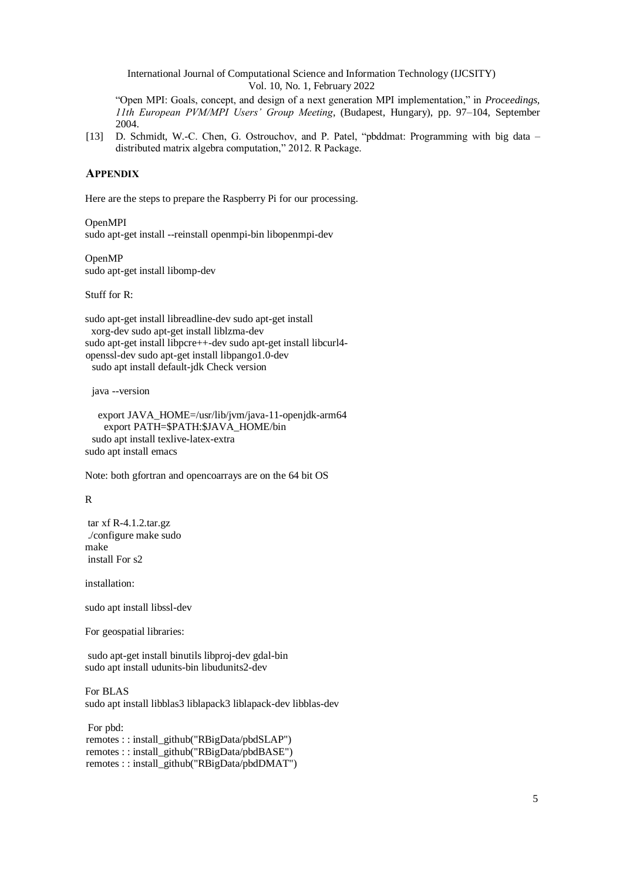"Open MPI: Goals, concept, and design of a next generation MPI implementation," in *Proceedings, 11th European PVM/MPI Users' Group Meeting*, (Budapest, Hungary), pp. 97–104, September 2004.

[13] D. Schmidt, W.-C. Chen, G. Ostrouchov, and P. Patel, "pbddmat: Programming with big data – distributed matrix algebra computation," 2012. R Package.

## APPENDIX

Here are the steps to prepare the Raspberry Pi for our processing.

OpenMPI
sudo apt-get install --reinstall openmpi-bin libopenmpi-dev

OpenMP
sudo apt-get install libomp-dev

Stuff for R:

sudo apt-get install libreadline-dev sudo apt-get install
xorg-dev sudo apt-get install liblzma-dev
sudo apt-get install libpcre++-dev sudo apt-get install libcurl4-
openssl-dev sudo apt-get install libpango1.0-dev
sudo apt install default-jdk Check version

java --version

export JAVA_HOME=/usr/lib/jvm/java-11-openjdk-arm64
export PATH=$PATH:$JAVA_HOME/bin
sudo apt install texlive-latex-extra
sudo apt install emacs

Note: both gfortran and opencoarrays are on the 64 bit OS

R

tar xf R-4.1.2.tar.gz
./configure make sudo
make
install For s2

installation:

sudo apt install libssl-dev

For geospatial libraries:

sudo apt-get install binutils libproj-dev gdal-bin
sudo apt install udunits-bin libudunits2-dev

For BLAS
sudo apt install libblas3 liblapack3 liblapack-dev libblas-dev

For pbd:
remotes : : install_github("RBigData/pbdSLAP")
remotes : : install_github("RBigData/pbdBASE")
remotes : : install_github("RBigData/pbdDMAT")